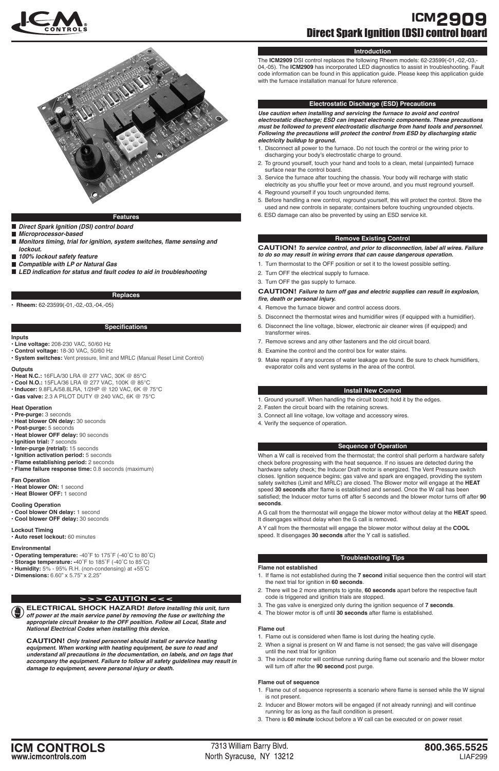# ICM2909

## Direct Spark Ignition (DSI) control board

## Features

- ***Direct Spark Ignition (DSI) control board***
- ***Microprocessor-based***
- ***Monitors timing, trial for ignition, system switches, flame sensing and lockout.***
- ***100% lockout safety feature***
- ***Compatible with LP or Natural Gas***
- ***LED indication for status and fault codes to aid in troubleshooting***

## Replaces

- **Rheem:** 62-23599(-01,-02,-03,-04,-05)

## Specifications

**Inputs**

- **Line voltage:** 208-230 VAC, 50/60 Hz
- **Control voltage:** 18-30 VAC, 50/60 Hz
- **System switches:** Vent pressure, limit and MRLC (Manual Reset Limit Control)

**Outputs**

- **Heat N.C.:** 16FLA/30 LRA @ 277 VAC, 30K @ 85°C
- **Cool N.O.:** 15FLA/36 LRA @ 277 VAC, 100K @ 85°C
- **Inducer:** 9.8FLA/58.8LRA, 1/2HP @ 120 VAC, 6K @ 75°C
- **Gas valve:** 2.3 A PILOT DUTY @ 240 VAC, 6K @ 75°C

**Heat Operation**

- **Pre-purge:** 3 seconds
- **Heat blower ON delay:** 30 seconds
- **Post-purge:** 5 seconds
- **Heat blower OFF delay:** 90 seconds
- **Ignition trial:** 7 seconds
- **Inter-purge (retrial):** 15 seconds
- **Ignition activation period:** 5 seconds
- **Flame establishing period:** 2 seconds
- **Flame failure response time:** 0.8 seconds (maximum)

**Fan Operation**

- **Heat blower ON:** 1 second
- **Heat Blower OFF:** 1 second

**Cooling Operation**

- **Cool blower ON delay:** 1 second
- **Cool blower OFF delay:** 30 seconds

**Lockout Timing**

- **Auto reset lockout:** 60 minutes

**Environmental**

- **Operating temperature:** -40˚F to 175˚F (-40˚C to 80˚C)
- **Storage temperature:** -40˚F to 185˚F (-40˚C to 85˚C)
- **Humidity:** 5% - 95% R.H. (non-condensing) at +55˚C
- **Dimensions:** 6.60" x 5.75" x 2.25"

## > > > CAUTION < < <

**ELECTRICAL SHOCK HAZARD!** ***Before installing this unit, turn off power at the main service panel by removing the fuse or switching the appropriate circuit breaker to the OFF position. Follow all Local, State and National Electrical Codes when installing this device.***

**CAUTION!** ***Only trained personnel should install or service heating equipment. When working with heating equipment, be sure to read and understand all precautions in the documentation, on labels, and on tags that accompany the equipment. Failure to follow all safety guidelines may result in damage to equipment, severe personal injury or death.***

## Introduction

The **ICM2909** DSI control replaces the following Rheem models: 62-23599(-01,-02,-03,-04,-05). The **ICM2909** has incorporated LED diagnostics to assist in troubleshooting. Fault code information can be found in this application guide. Please keep this application guide with the furnace installation manual for future reference.

## Electrostatic Discharge (ESD) Precautions

***Use caution when installing and servicing the furnace to avoid and control electrostatic discharge; ESD can impact electronic components. These precautions must be followed to prevent electrostatic discharge from hand tools and personnel. Following the precautions will protect the control from ESD by discharging static electricity buildup to ground.***

1. Disconnect all power to the furnace. Do not touch the control or the wiring prior to discharging your body's electrostatic charge to ground.
2. To ground yourself, touch your hand and tools to a clean, metal (unpainted) furnace surface near the control board.
3. Service the furnace after touching the chassis. Your body will recharge with static electricity as you shuffle your feet or move around, and you must reground yourself.
4. Reground yourself if you touch ungrounded items.
5. Before handling a new control, reground yourself, this will protect the control. Store the used and new controls in separate; containers before touching ungrounded objects.
6. ESD damage can also be prevented by using an ESD service kit.

## Remove Existing Control

**CAUTION!** ***To service control, and prior to disconnection, label all wires. Failure to do so may result in wiring errors that can cause dangerous operation.***

1. Turn thermostat to the OFF position or set it to the lowest possible setting.
2. Turn OFF the electrical supply to furnace.
3. Turn OFF the gas supply to furnace.

**CAUTION!** ***Failure to turn off gas and electric supplies can result in explosion, fire, death or personal injury.***

4. Remove the furnace blower and control access doors.
5. Disconnect the thermostat wires and humidifier wires (if equipped with a humidifier).
6. Disconnect the line voltage, blower, electronic air cleaner wires (if equipped) and transformer wires.
7. Remove screws and any other fasteners and the old circuit board.
8. Examine the control and the control box for water stains.
9. Make repairs if any sources of water leakage are found. Be sure to check humidifiers, evaporator coils and vent systems in the area of the control.

## Install New Control

1. Ground yourself. When handling the circuit board; hold it by the edges.
2. Fasten the circuit board with the retaining screws.
3. Connect all line voltage, low voltage and accessory wires.
4. Verify the sequence of operation.

## Sequence of Operation

When a W call is received from the thermostat; the control shall perform a hardware safety check before progressing with the heat sequence. If no issues are detected during the hardware safety check; the Inducer Draft motor is energized. The Vent Pressure switch closes. Ignition sequence begins; gas valve and spark are engaged, providing the system safety switches (Limit and MRLC) are closed. The Blower motor will engage at the **HEAT** speed **30 seconds** after flame is established and sensed. Once the W call has been satisfied; the Inducer motor turns off after 5 seconds and the blower motor turns off after **90 seconds**.

A G call from the thermostat will engage the blower motor without delay at the **HEAT** speed. It disengages without delay when the G call is removed.

A Y call from the thermostat will engage the blower motor without delay at the **COOL** speed. It disengages **30 seconds** after the Y call is satisfied.

## Troubleshooting Tips

**Flame not established**

1. If flame is not established during the **7 second** initial sequence then the control will start the next trial for ignition in **60 seconds**.
2. There will be 2 more attempts to ignite, **60 seconds** apart before the respective fault code is triggered and ignition trials are stopped.
3. The gas valve is energized only during the ignition sequence of **7 seconds**.
4. The blower motor is off until **30 seconds** after flame is established.

**Flame out**

1. Flame out is considered when flame is lost during the heating cycle.
2. When a signal is present on W and flame is not sensed; the gas valve will disengage until the next trial for ignition
3. The inducer motor will continue running during flame out scenario and the blower motor will turn off after the **90 second** post purge.

**Flame out of sequence**

1. Flame out of sequence represents a scenario where flame is sensed while the W signal is not present.
2. Inducer and Blower motors will be engaged (if not already running) and will continue running for as long as the fault condition is present.
3. There is **60 minute** lockout before a W call can be executed or on power reset

**ICM CONTROLS**
www.icmcontrols.com

7313 William Barry Blvd.
North Syracuse, NY 13212

**800.365.5525**
LIAF299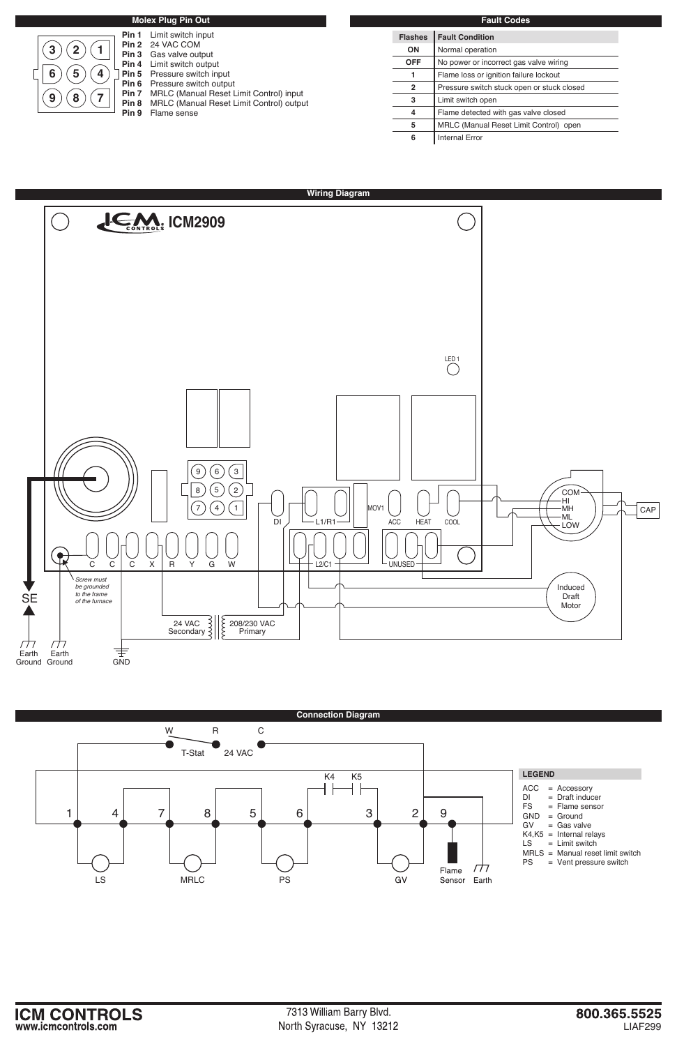## Molex Plug Pin Out

| | |
|---|---|
| **Pin 1** | Limit switch input |
| **Pin 2** | 24 VAC COM |
| **Pin 3** | Gas valve output |
| **Pin 4** | Limit switch output |
| **Pin 5** | Pressure switch input |
| **Pin 6** | Pressure switch output |
| **Pin 7** | MRLC (Manual Reset Limit Control) input |
| **Pin 8** | MRLC (Manual Reset Limit Control) output |
| **Pin 9** | Flame sense |

## Fault Codes

| Flashes | Fault Condition |
|---|---|
| ON | Normal operation |
| OFF | No power or incorrect gas valve wiring |
| 1 | Flame loss or ignition failure lockout |
| 2 | Pressure switch stuck open or stuck closed |
| 3 | Limit switch open |
| 4 | Flame detected with gas valve closed |
| 5 | MRLC (Manual Reset Limit Control) open |
| 6 | Internal Error |

## Wiring Diagram

ICM2909

LED 1

DI L1/R1 MOV1 ACC HEAT COOL

C C C X R Y G W

L2/C1 UNUSED

COM HI MH ML LOW

CAP

Induced Draft Motor

SE

*Screw must be grounded to the frame of the furnace*

24 VAC Secondary

208/230 VAC Primary

Earth Ground

Earth Ground

GND

## Connection Diagram

W R C

T-Stat 24 VAC

K4 K5

1 4 7 8 5 6 3 2 9

LS MRLC PS GV Flame Sensor Earth

**LEGEND**

| | | |
|---|---|---|
| ACC | = | Accessory |
| DI | = | Draft inducer |
| FS | = | Flame sensor |
| GND | = | Ground |
| GV | = | Gas valve |
| K4,K5 | = | Internal relays |
| LS | = | Limit switch |
| MRLS | = | Manual reset limit switch |
| PS | = | Vent pressure switch |

**ICM CONTROLS**
www.icmcontrols.com

7313 William Barry Blvd.
North Syracuse, NY 13212

**800.365.5525**
LIAF299